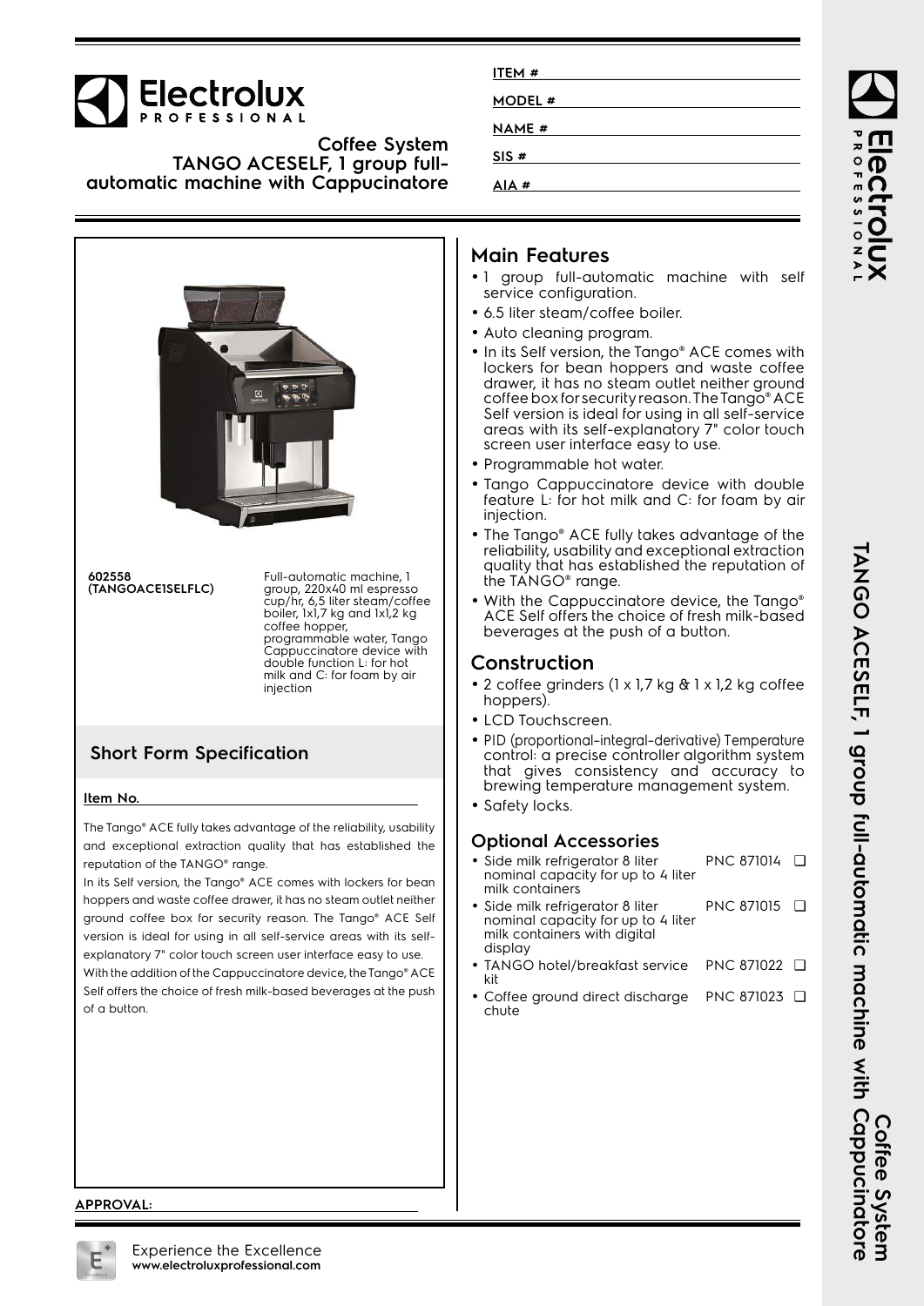# Electrolux PROFESSIONAL

## Coffee System
## TANGO ACESELF, 1 group full-automatic machine with Cappucinatore

ITEM #

MODEL #

NAME #

SIS #

AIA #

**602558 (TANGOACE1SELFLC)**

Full-automatic machine, 1 group, 220x40 ml espresso cup/hr, 6,5 liter steam/coffee boiler, 1x1,7 kg and 1x1,2 kg coffee hopper, programmable water, Tango Cappuccinatore device with double function L: for hot milk and C: for foam by air injection

## Short Form Specification

**Item No.**

The Tango® ACE fully takes advantage of the reliability, usability and exceptional extraction quality that has established the reputation of the TANGO® range.

In its Self version, the Tango® ACE comes with lockers for bean hoppers and waste coffee drawer, it has no steam outlet neither ground coffee box for security reason. The Tango® ACE Self version is ideal for using in all self-service areas with its self-explanatory 7" color touch screen user interface easy to use.

With the addition of the Cappuccinatore device, the Tango® ACE Self offers the choice of fresh milk-based beverages at the push of a button.

## Main Features

- 1 group full-automatic machine with self service configuration.
- 6.5 liter steam/coffee boiler.
- Auto cleaning program.
- In its Self version, the Tango® ACE comes with lockers for bean hoppers and waste coffee drawer, it has no steam outlet neither ground coffee box for security reason. The Tango® ACE Self version is ideal for using in all self-service areas with its self-explanatory 7" color touch screen user interface easy to use.
- Programmable hot water.
- Tango Cappuccinatore device with double feature L: for hot milk and C: for foam by air injection.
- The Tango® ACE fully takes advantage of the reliability, usability and exceptional extraction quality that has established the reputation of the TANGO® range.
- With the Cappuccinatore device, the Tango® ACE Self offers the choice of fresh milk-based beverages at the push of a button.

## Construction

- 2 coffee grinders (1 x 1,7 kg & 1 x 1,2 kg coffee hoppers).
- LCD Touchscreen.
- PID (proportional-integral-derivative) Temperature control: a precise controller algorithm system that gives consistency and accuracy to brewing temperature management system.
- Safety locks.

## Optional Accessories

- Side milk refrigerator 8 liter nominal capacity for up to 4 liter milk containers — PNC 871014 ❑
- Side milk refrigerator 8 liter nominal capacity for up to 4 liter milk containers with digital display — PNC 871015 ❑
- TANGO hotel/breakfast service kit — PNC 871022 ❑
- Coffee ground direct discharge chute — PNC 871023 ❑

**APPROVAL:**

Experience the Excellence
**www.electroluxprofessional.com**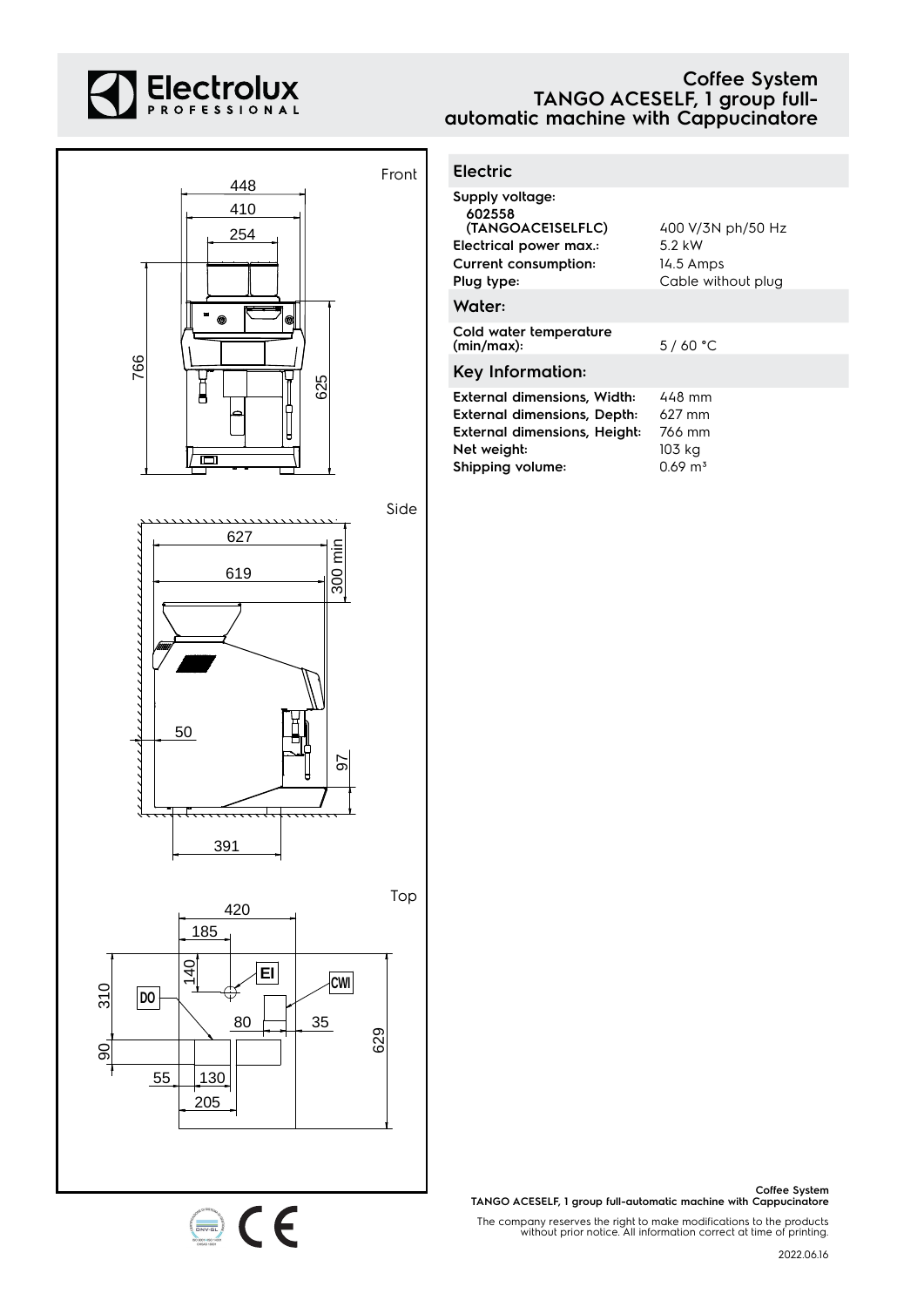# Coffee System
## TANGO ACESELF, 1 group full-automatic machine with Cappucinatore

Front

448
410
254
766
625

Side

627
619
300 min
50
97
391

Top

420
185
140
EI
CWI
310
DO
80
35
629
90
55
130
205

### Electric

| | |
|---|---|
| **Supply voltage:** | |
| **602558 (TANGOACE1SELFLC)** | 400 V/3N ph/50 Hz |
| **Electrical power max.:** | 5.2 kW |
| **Current consumption:** | 14.5 Amps |
| **Plug type:** | Cable without plug |

### Water:

| | |
|---|---|
| **Cold water temperature (min/max):** | 5 / 60 °C |

### Key Information:

| | |
|---|---|
| **External dimensions, Width:** | 448 mm |
| **External dimensions, Depth:** | 627 mm |
| **External dimensions, Height:** | 766 mm |
| **Net weight:** | 103 kg |
| **Shipping volume:** | 0.69 m³ |

**Coffee System**
**TANGO ACESELF, 1 group full-automatic machine with Cappucinatore**

The company reserves the right to make modifications to the products without prior notice. All information correct at time of printing.

2022.06.16